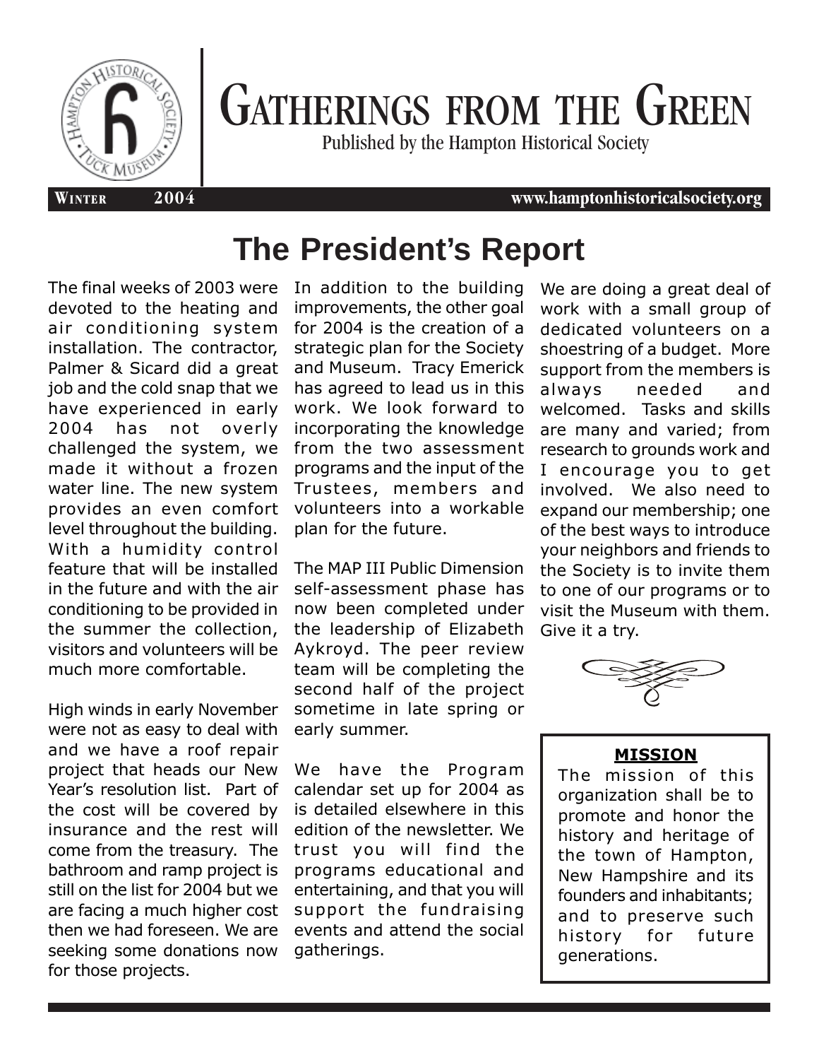# Gatherings from the Green

Published by the Hampton Historical Society

Winter 2004 www.hamptonhistoricalsociety.org

## The President's Report

The final weeks of 2003 were devoted to the heating and air conditioning system installation. The contractor, Palmer & Sicard did a great job and the cold snap that we have experienced in early 2004 has not overly challenged the system, we made it without a frozen water line. The new system provides an even comfort level throughout the building. With a humidity control feature that will be installed in the future and with the air conditioning to be provided in the summer the collection, visitors and volunteers will be much more comfortable.

High winds in early November were not as easy to deal with and we have a roof repair project that heads our New Year's resolution list. Part of the cost will be covered by insurance and the rest will come from the treasury. The bathroom and ramp project is still on the list for 2004 but we are facing a much higher cost then we had foreseen. We are seeking some donations now for those projects.

In addition to the building improvements, the other goal for 2004 is the creation of a strategic plan for the Society and Museum. Tracy Emerick has agreed to lead us in this work. We look forward to incorporating the knowledge from the two assessment programs and the input of the Trustees, members and volunteers into a workable plan for the future.

The MAP III Public Dimension self-assessment phase has now been completed under the leadership of Elizabeth Aykroyd. The peer review team will be completing the second half of the project sometime in late spring or early summer.

We have the Program calendar set up for 2004 as is detailed elsewhere in this edition of the newsletter. We trust you will find the programs educational and entertaining, and that you will support the fundraising events and attend the social gatherings.

We are doing a great deal of work with a small group of dedicated volunteers on a shoestring of a budget. More support from the members is always needed and welcomed. Tasks and skills are many and varied; from research to grounds work and I encourage you to get involved. We also need to expand our membership; one of the best ways to introduce your neighbors and friends to the Society is to invite them to one of our programs or to visit the Museum with them. Give it a try.

**MISSION**

The mission of this organization shall be to promote and honor the history and heritage of the town of Hampton, New Hampshire and its founders and inhabitants; and to preserve such history for future generations.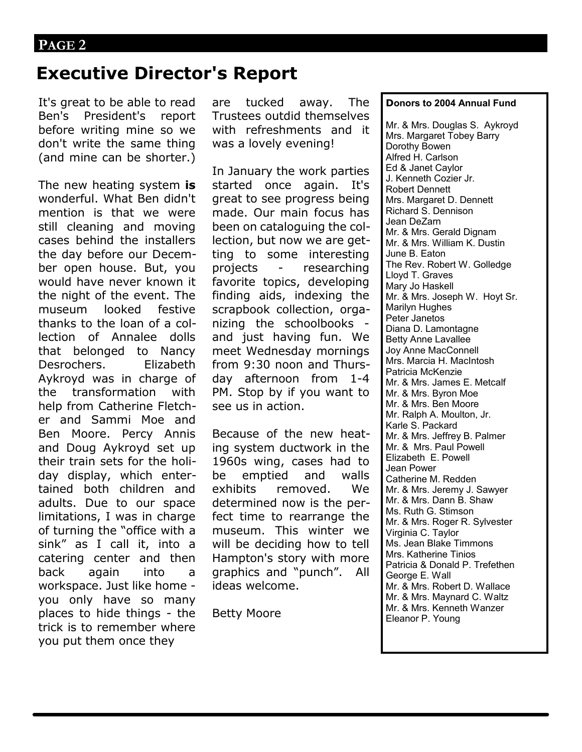# Executive Director's Report

It's great to be able to read Ben's President's report before writing mine so we don't write the same thing (and mine can be shorter.)

The new heating system **is** wonderful. What Ben didn't mention is that we were still cleaning and moving cases behind the installers the day before our December open house. But, you would have never known it the night of the event. The museum looked festive thanks to the loan of a collection of Annalee dolls that belonged to Nancy Desrochers. Elizabeth Aykroyd was in charge of the transformation with help from Catherine Fletcher and Sammi Moe and Ben Moore. Percy Annis and Doug Aykroyd set up their train sets for the holiday display, which entertained both children and adults. Due to our space limitations, I was in charge of turning the "office with a sink" as I call it, into a catering center and then back again into a workspace. Just like home - you only have so many places to hide things - the trick is to remember where you put them once they are tucked away. The Trustees outdid themselves with refreshments and it was a lovely evening!

In January the work parties started once again. It's great to see progress being made. Our main focus has been on cataloguing the collection, but now we are getting to some interesting projects - researching favorite topics, developing finding aids, indexing the scrapbook collection, organizing the schoolbooks - and just having fun. We meet Wednesday mornings from 9:30 noon and Thursday afternoon from 1-4 PM. Stop by if you want to see us in action.

Because of the new heating system ductwork in the 1960s wing, cases had to be emptied and walls exhibits removed. We determined now is the perfect time to rearrange the museum. This winter we will be deciding how to tell Hampton's story with more graphics and "punch". All ideas welcome.

Betty Moore

**Donors to 2004 Annual Fund**

Mr. & Mrs. Douglas S. Aykroyd
Mrs. Margaret Tobey Barry
Dorothy Bowen
Alfred H. Carlson
Ed & Janet Caylor
J. Kenneth Cozier Jr.
Robert Dennett
Mrs. Margaret D. Dennett
Richard S. Dennison
Jean DeZarn
Mr. & Mrs. Gerald Dignam
Mr. & Mrs. William K. Dustin
June B. Eaton
The Rev. Robert W. Golledge
Lloyd T. Graves
Mary Jo Haskell
Mr. & Mrs. Joseph W. Hoyt Sr.
Marilyn Hughes
Peter Janetos
Diana D. Lamontagne
Betty Anne Lavallee
Joy Anne MacConnell
Mrs. Marcia H. MacIntosh
Patricia McKenzie
Mr. & Mrs. James E. Metcalf
Mr. & Mrs. Byron Moe
Mr. & Mrs. Ben Moore
Mr. Ralph A. Moulton, Jr.
Karle S. Packard
Mr. & Mrs. Jeffrey B. Palmer
Mr. & Mrs. Paul Powell
Elizabeth E. Powell
Jean Power
Catherine M. Redden
Mr. & Mrs. Jeremy J. Sawyer
Mr. & Mrs. Dann B. Shaw
Ms. Ruth G. Stimson
Mr. & Mrs. Roger R. Sylvester
Virginia C. Taylor
Ms. Jean Blake Timmons
Mrs. Katherine Tinios
Patricia & Donald P. Trefethen
George E. Wall
Mr. & Mrs. Robert D. Wallace
Mr. & Mrs. Maynard C. Waltz
Mr. & Mrs. Kenneth Wanzer
Eleanor P. Young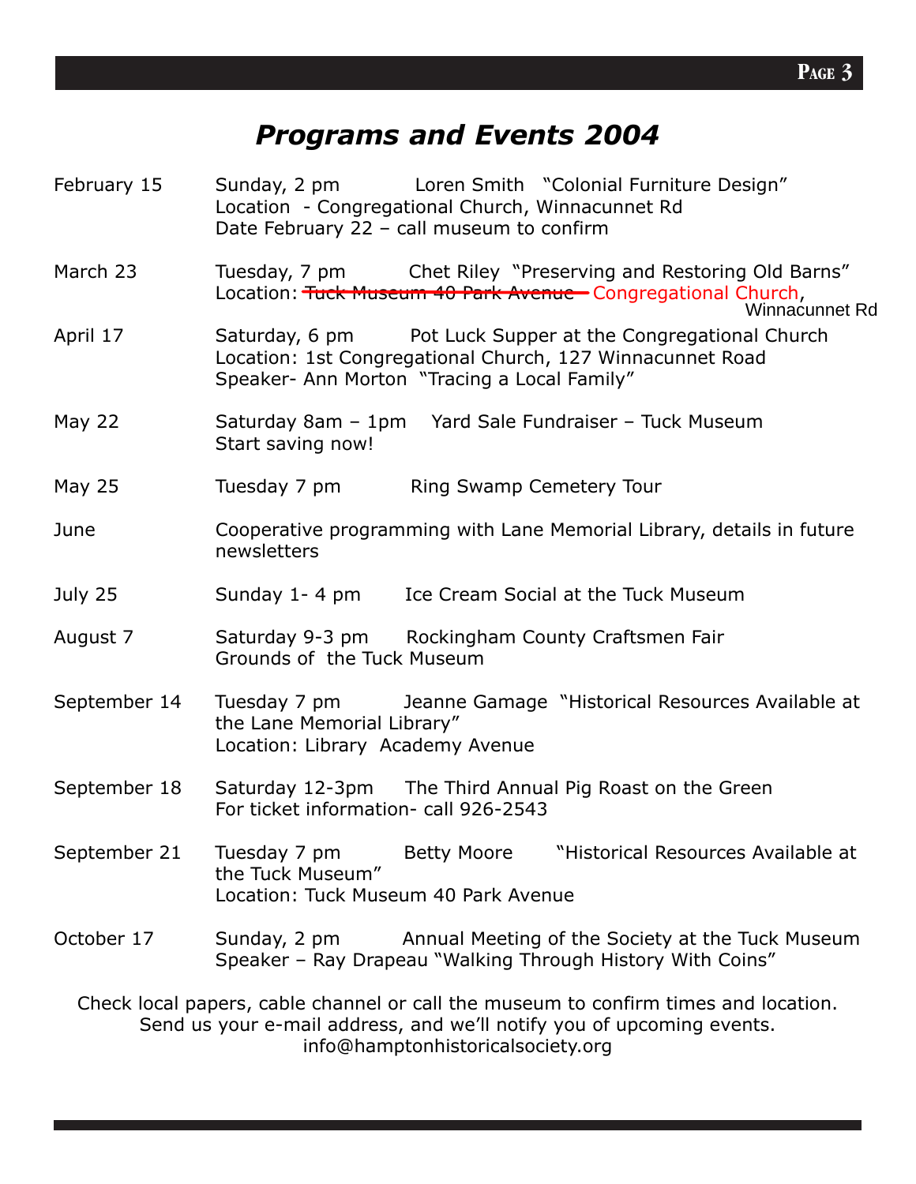# *Programs and Events 2004*

| | | |
|---|---|---|
| February 15 | Sunday, 2 pm | Loren Smith "Colonial Furniture Design"<br>Location - Congregational Church, Winnacunnet Rd<br>Date February 22 – call museum to confirm |
| March 23 | Tuesday, 7 pm | Chet Riley "Preserving and Restoring Old Barns"<br>Location: ~~Tuck Museum 40 Park Avenue~~ Congregational Church, Winnacunnet Rd |
| April 17 | Saturday, 6 pm | Pot Luck Supper at the Congregational Church<br>Location: 1st Congregational Church, 127 Winnacunnet Road<br>Speaker- Ann Morton "Tracing a Local Family" |
| May 22 | Saturday 8am – 1pm | Yard Sale Fundraiser – Tuck Museum<br>Start saving now! |
| May 25 | Tuesday 7 pm | Ring Swamp Cemetery Tour |
| June | | Cooperative programming with Lane Memorial Library, details in future newsletters |
| July 25 | Sunday 1- 4 pm | Ice Cream Social at the Tuck Museum |
| August 7 | Saturday 9-3 pm | Rockingham County Craftsmen Fair<br>Grounds of the Tuck Museum |
| September 14 | Tuesday 7 pm | Jeanne Gamage "Historical Resources Available at the Lane Memorial Library"<br>Location: Library Academy Avenue |
| September 18 | Saturday 12-3pm | The Third Annual Pig Roast on the Green<br>For ticket information- call 926-2543 |
| September 21 | Tuesday 7 pm | Betty Moore "Historical Resources Available at the Tuck Museum"<br>Location: Tuck Museum 40 Park Avenue |
| October 17 | Sunday, 2 pm | Annual Meeting of the Society at the Tuck Museum<br>Speaker – Ray Drapeau "Walking Through History With Coins" |

Check local papers, cable channel or call the museum to confirm times and location.
Send us your e-mail address, and we'll notify you of upcoming events.
info@hamptonhistoricalsociety.org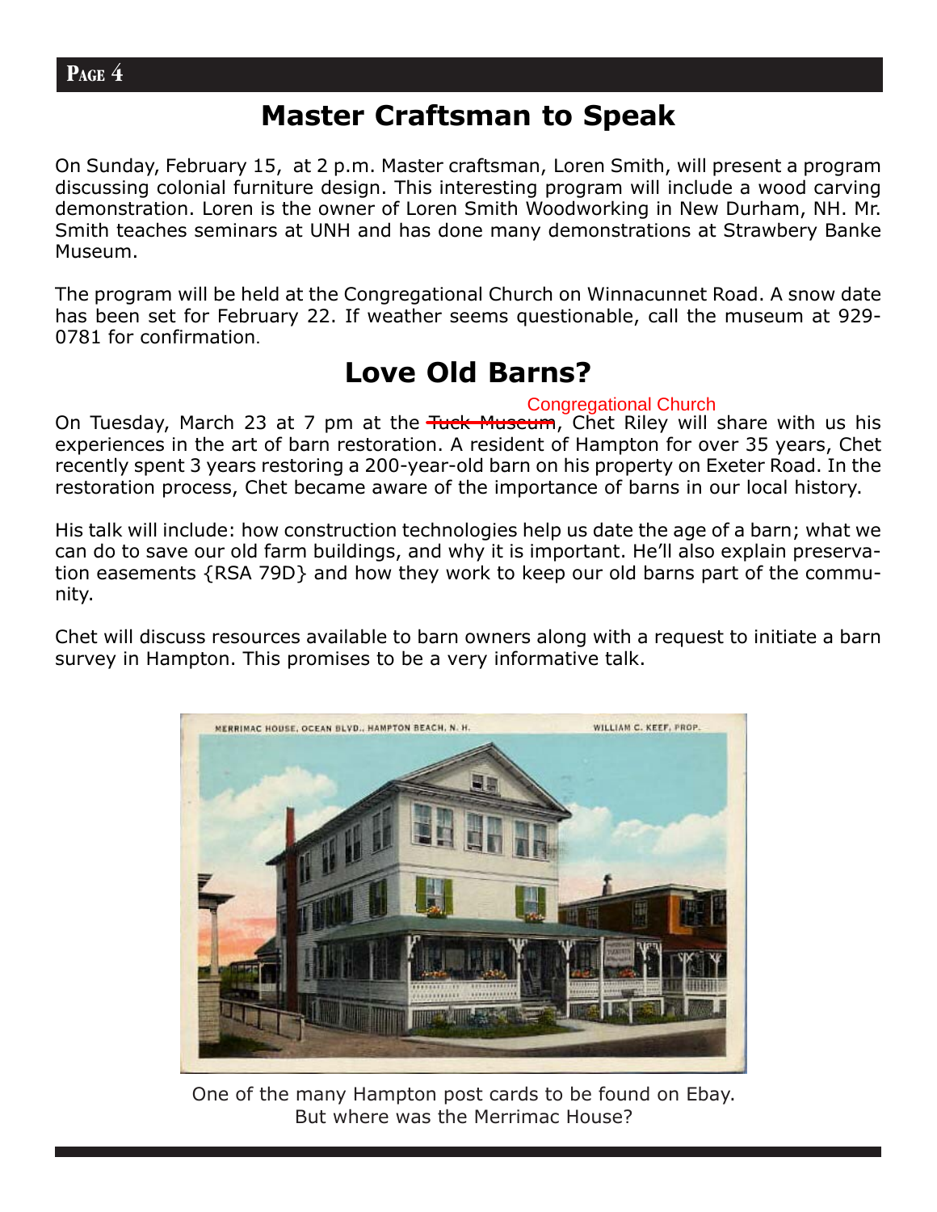## Master Craftsman to Speak

On Sunday, February 15, at 2 p.m. Master craftsman, Loren Smith, will present a program discussing colonial furniture design. This interesting program will include a wood carving demonstration. Loren is the owner of Loren Smith Woodworking in New Durham, NH. Mr. Smith teaches seminars at UNH and has done many demonstrations at Strawbery Banke Museum.

The program will be held at the Congregational Church on Winnacunnet Road. A snow date has been set for February 22. If weather seems questionable, call the museum at 929-0781 for confirmation.

## Love Old Barns?

On Tuesday, March 23 at 7 pm at the ~~Tuck Museum~~ Congregational Church, Chet Riley will share with us his experiences in the art of barn restoration. A resident of Hampton for over 35 years, Chet recently spent 3 years restoring a 200-year-old barn on his property on Exeter Road. In the restoration process, Chet became aware of the importance of barns in our local history.

His talk will include: how construction technologies help us date the age of a barn; what we can do to save our old farm buildings, and why it is important. He'll also explain preservation easements {RSA 79D} and how they work to keep our old barns part of the community.

Chet will discuss resources available to barn owners along with a request to initiate a barn survey in Hampton. This promises to be a very informative talk.

One of the many Hampton post cards to be found on Ebay. But where was the Merrimac House?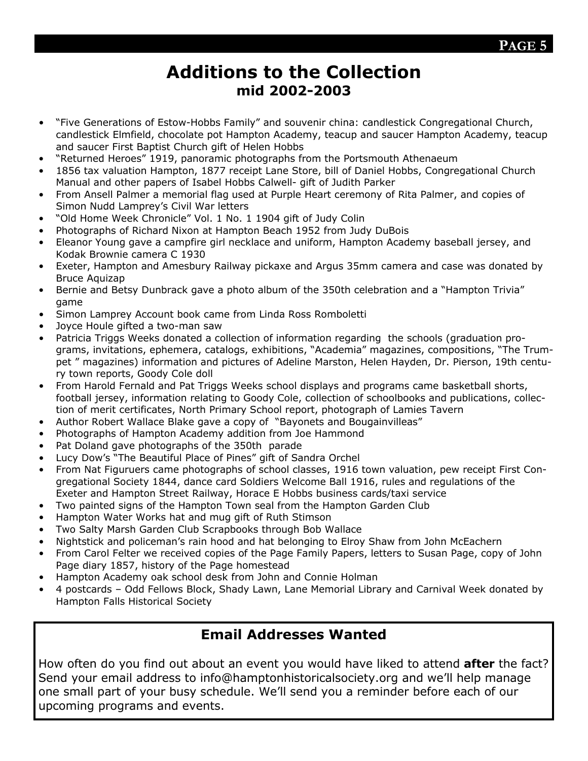# Additions to the Collection

## mid 2002-2003

- “Five Generations of Estow-Hobbs Family” and souvenir china: candlestick Congregational Church, candlestick Elmfield, chocolate pot Hampton Academy, teacup and saucer Hampton Academy, teacup and saucer First Baptist Church gift of Helen Hobbs
- “Returned Heroes” 1919, panoramic photographs from the Portsmouth Athenaeum
- 1856 tax valuation Hampton, 1877 receipt Lane Store, bill of Daniel Hobbs, Congregational Church Manual and other papers of Isabel Hobbs Calwell- gift of Judith Parker
- From Ansell Palmer a memorial flag used at Purple Heart ceremony of Rita Palmer, and copies of Simon Nudd Lamprey’s Civil War letters
- “Old Home Week Chronicle” Vol. 1 No. 1 1904 gift of Judy Colin
- Photographs of Richard Nixon at Hampton Beach 1952 from Judy DuBois
- Eleanor Young gave a campfire girl necklace and uniform, Hampton Academy baseball jersey, and Kodak Brownie camera C 1930
- Exeter, Hampton and Amesbury Railway pickaxe and Argus 35mm camera and case was donated by Bruce Aquizap
- Bernie and Betsy Dunbrack gave a photo album of the 350th celebration and a “Hampton Trivia” game
- Simon Lamprey Account book came from Linda Ross Romboletti
- Joyce Houle gifted a two-man saw
- Patricia Triggs Weeks donated a collection of information regarding the schools (graduation programs, invitations, ephemera, catalogs, exhibitions, “Academia” magazines, compositions, “The Trumpet ” magazines) information and pictures of Adeline Marston, Helen Hayden, Dr. Pierson, 19th century town reports, Goody Cole doll
- From Harold Fernald and Pat Triggs Weeks school displays and programs came basketball shorts, football jersey, information relating to Goody Cole, collection of schoolbooks and publications, collection of merit certificates, North Primary School report, photograph of Lamies Tavern
- Author Robert Wallace Blake gave a copy of “Bayonets and Bougainvilleas”
- Photographs of Hampton Academy addition from Joe Hammond
- Pat Doland gave photographs of the 350th parade
- Lucy Dow’s “The Beautiful Place of Pines” gift of Sandra Orchel
- From Nat Figuruers came photographs of school classes, 1916 town valuation, pew receipt First Congregational Society 1844, dance card Soldiers Welcome Ball 1916, rules and regulations of the Exeter and Hampton Street Railway, Horace E Hobbs business cards/taxi service
- Two painted signs of the Hampton Town seal from the Hampton Garden Club
- Hampton Water Works hat and mug gift of Ruth Stimson
- Two Salty Marsh Garden Club Scrapbooks through Bob Wallace
- Nightstick and policeman’s rain hood and hat belonging to Elroy Shaw from John McEachern
- From Carol Felter we received copies of the Page Family Papers, letters to Susan Page, copy of John Page diary 1857, history of the Page homestead
- Hampton Academy oak school desk from John and Connie Holman
- 4 postcards – Odd Fellows Block, Shady Lawn, Lane Memorial Library and Carnival Week donated by Hampton Falls Historical Society

## Email Addresses Wanted

How often do you find out about an event you would have liked to attend **after** the fact? Send your email address to info@hamptonhistoricalsociety.org and we’ll help manage one small part of your busy schedule. We’ll send you a reminder before each of our upcoming programs and events.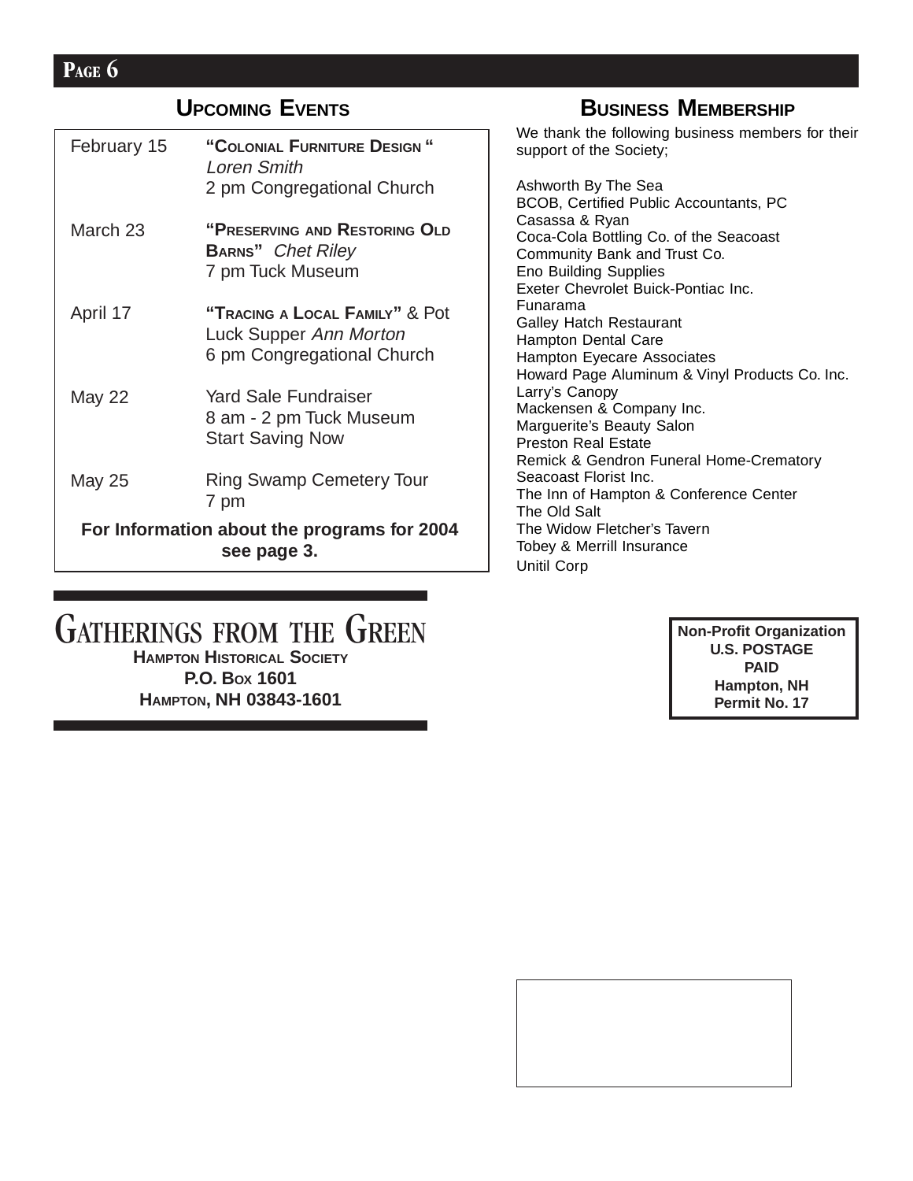## Upcoming Events

| | |
|---|---|
| February 15 | **"Colonial Furniture Design "** *Loren Smith* 2 pm Congregational Church |
| March 23 | **"Preserving and Restoring Old Barns"** *Chet Riley* 7 pm Tuck Museum |
| April 17 | **"Tracing a Local Family"** & Pot Luck Supper *Ann Morton* 6 pm Congregational Church |
| May 22 | Yard Sale Fundraiser 8 am - 2 pm Tuck Museum Start Saving Now |
| May 25 | Ring Swamp Cemetery Tour 7 pm |

**For Information about the programs for 2004 see page 3.**

## Business Membership

We thank the following business members for their support of the Society;

Ashworth By The Sea
BCOB, Certified Public Accountants, PC
Casassa & Ryan
Coca-Cola Bottling Co. of the Seacoast
Community Bank and Trust Co.
Eno Building Supplies
Exeter Chevrolet Buick-Pontiac Inc.
Funarama
Galley Hatch Restaurant
Hampton Dental Care
Hampton Eyecare Associates
Howard Page Aluminum & Vinyl Products Co. Inc.
Larry's Canopy
Mackensen & Company Inc.
Marguerite's Beauty Salon
Preston Real Estate
Remick & Gendron Funeral Home-Crematory
Seacoast Florist Inc.
The Inn of Hampton & Conference Center
The Old Salt
The Widow Fletcher's Tavern
Tobey & Merrill Insurance
Unitil Corp

# Gatherings from the Green

**Hampton Historical Society**
**P.O. Box 1601**
**Hampton, NH 03843-1601**

**Non-Profit Organization**
**U.S. POSTAGE**
**PAID**
**Hampton, NH**
**Permit No. 17**